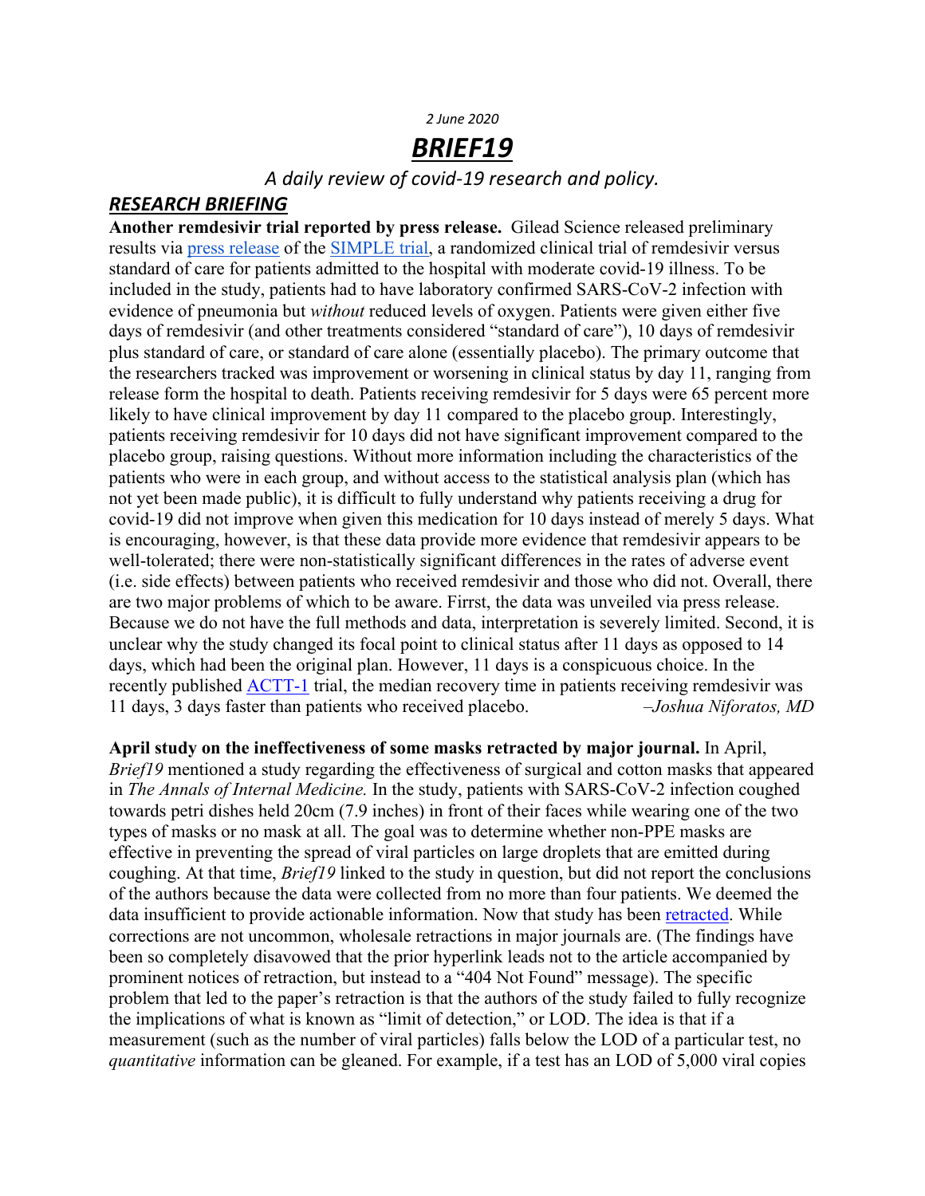*2 June 2020*

# *BRIEF19*

*A daily review of covid-19 research and policy.*

## *RESEARCH BRIEFING*

**Another remdesivir trial reported by press release.** Gilead Science released preliminary results via press release of the SIMPLE trial, a randomized clinical trial of remdesivir versus standard of care for patients admitted to the hospital with moderate covid-19 illness. To be included in the study, patients had to have laboratory confirmed SARS-CoV-2 infection with evidence of pneumonia but *without* reduced levels of oxygen. Patients were given either five days of remdesivir (and other treatments considered "standard of care"), 10 days of remdesivir plus standard of care, or standard of care alone (essentially placebo). The primary outcome that the researchers tracked was improvement or worsening in clinical status by day 11, ranging from release form the hospital to death. Patients receiving remdesivir for 5 days were 65 percent more likely to have clinical improvement by day 11 compared to the placebo group. Interestingly, patients receiving remdesivir for 10 days did not have significant improvement compared to the placebo group, raising questions. Without more information including the characteristics of the patients who were in each group, and without access to the statistical analysis plan (which has not yet been made public), it is difficult to fully understand why patients receiving a drug for covid-19 did not improve when given this medication for 10 days instead of merely 5 days. What is encouraging, however, is that these data provide more evidence that remdesivir appears to be well-tolerated; there were non-statistically significant differences in the rates of adverse event (i.e. side effects) between patients who received remdesivir and those who did not. Overall, there are two major problems of which to be aware. Firrst, the data was unveiled via press release. Because we do not have the full methods and data, interpretation is severely limited. Second, it is unclear why the study changed its focal point to clinical status after 11 days as opposed to 14 days, which had been the original plan. However, 11 days is a conspicuous choice. In the recently published ACTT-1 trial, the median recovery time in patients receiving remdesivir was 11 days, 3 days faster than patients who received placebo. *–Joshua Niforatos, MD*

**April study on the ineffectiveness of some masks retracted by major journal.** In April, *Brief19* mentioned a study regarding the effectiveness of surgical and cotton masks that appeared in *The Annals of Internal Medicine.* In the study, patients with SARS-CoV-2 infection coughed towards petri dishes held 20cm (7.9 inches) in front of their faces while wearing one of the two types of masks or no mask at all. The goal was to determine whether non-PPE masks are effective in preventing the spread of viral particles on large droplets that are emitted during coughing. At that time, *Brief19* linked to the study in question, but did not report the conclusions of the authors because the data were collected from no more than four patients. We deemed the data insufficient to provide actionable information. Now that study has been retracted. While corrections are not uncommon, wholesale retractions in major journals are. (The findings have been so completely disavowed that the prior hyperlink leads not to the article accompanied by prominent notices of retraction, but instead to a "404 Not Found" message). The specific problem that led to the paper's retraction is that the authors of the study failed to fully recognize the implications of what is known as "limit of detection," or LOD. The idea is that if a measurement (such as the number of viral particles) falls below the LOD of a particular test, no *quantitative* information can be gleaned. For example, if a test has an LOD of 5,000 viral copies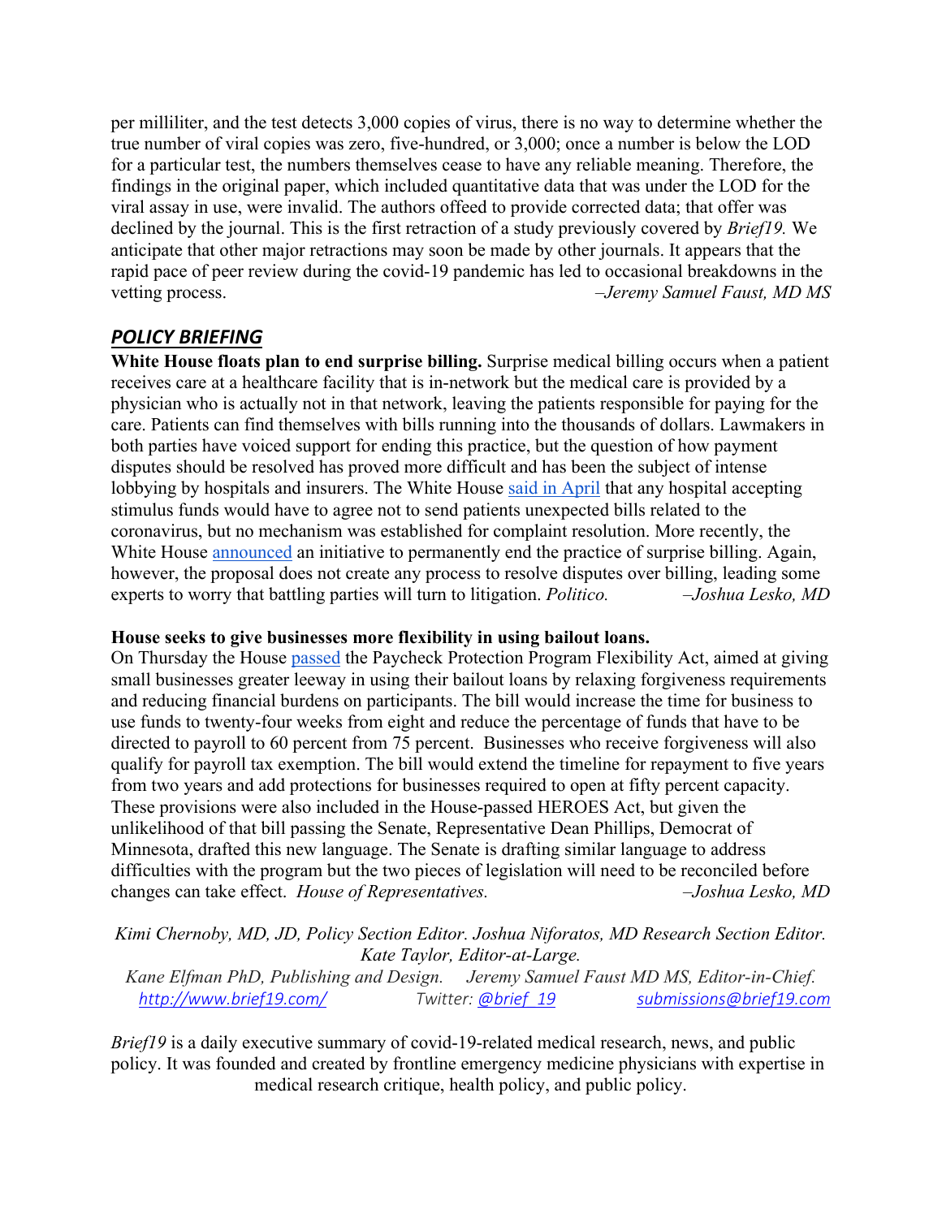per milliliter, and the test detects 3,000 copies of virus, there is no way to determine whether the true number of viral copies was zero, five-hundred, or 3,000; once a number is below the LOD for a particular test, the numbers themselves cease to have any reliable meaning. Therefore, the findings in the original paper, which included quantitative data that was under the LOD for the viral assay in use, were invalid. The authors offeed to provide corrected data; that offer was declined by the journal. This is the first retraction of a study previously covered by *Brief19.* We anticipate that other major retractions may soon be made by other journals. It appears that the rapid pace of peer review during the covid-19 pandemic has led to occasional breakdowns in the vetting process. *–Jeremy Samuel Faust, MD MS*

## *POLICY BRIEFING*

**White House floats plan to end surprise billing.** Surprise medical billing occurs when a patient receives care at a healthcare facility that is in-network but the medical care is provided by a physician who is actually not in that network, leaving the patients responsible for paying for the care. Patients can find themselves with bills running into the thousands of dollars. Lawmakers in both parties have voiced support for ending this practice, but the question of how payment disputes should be resolved has proved more difficult and has been the subject of intense lobbying by hospitals and insurers. The White House said in April that any hospital accepting stimulus funds would have to agree not to send patients unexpected bills related to the coronavirus, but no mechanism was established for complaint resolution. More recently, the White House announced an initiative to permanently end the practice of surprise billing. Again, however, the proposal does not create any process to resolve disputes over billing, leading some experts to worry that battling parties will turn to litigation. *Politico.* *–Joshua Lesko, MD*

**House seeks to give businesses more flexibility in using bailout loans.**
On Thursday the House passed the Paycheck Protection Program Flexibility Act, aimed at giving small businesses greater leeway in using their bailout loans by relaxing forgiveness requirements and reducing financial burdens on participants. The bill would increase the time for business to use funds to twenty-four weeks from eight and reduce the percentage of funds that have to be directed to payroll to 60 percent from 75 percent. Businesses who receive forgiveness will also qualify for payroll tax exemption. The bill would extend the timeline for repayment to five years from two years and add protections for businesses required to open at fifty percent capacity. These provisions were also included in the House-passed HEROES Act, but given the unlikelihood of that bill passing the Senate, Representative Dean Phillips, Democrat of Minnesota, drafted this new language. The Senate is drafting similar language to address difficulties with the program but the two pieces of legislation will need to be reconciled before changes can take effect. *House of Representatives.* *–Joshua Lesko, MD*

*Kimi Chernoby, MD, JD, Policy Section Editor. Joshua Niforatos, MD Research Section Editor. Kate Taylor, Editor-at-Large.*
*Kane Elfman PhD, Publishing and Design. Jeremy Samuel Faust MD MS, Editor-in-Chief.*
*http://www.brief19.com/* *Twitter: @brief_19* *submissions@brief19.com*

*Brief19* is a daily executive summary of covid-19-related medical research, news, and public policy. It was founded and created by frontline emergency medicine physicians with expertise in medical research critique, health policy, and public policy.